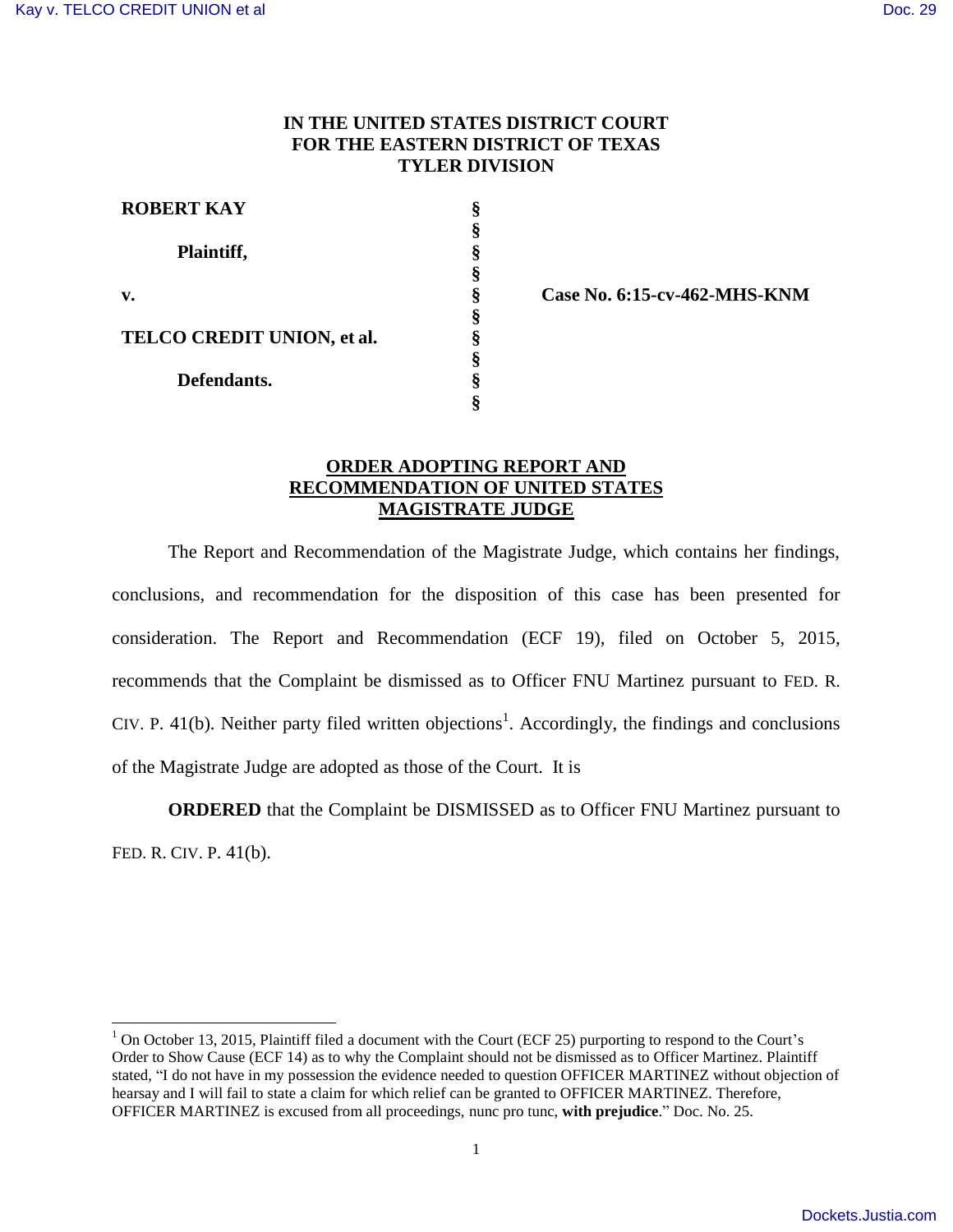**IN THE UNITED STATES DISTRICT COURT**
**FOR THE EASTERN DISTRICT OF TEXAS**
**TYLER DIVISION**

| | | |
|---|---|---|
| **ROBERT KAY** | § | |
| | § | |
| **Plaintiff,** | § | |
| | § | |
| **v.** | § | **Case No. 6:15-cv-462-MHS-KNM** |
| | § | |
| **TELCO CREDIT UNION, et al.** | § | |
| | § | |
| **Defendants.** | § | |
| | § | |

## ORDER ADOPTING REPORT AND RECOMMENDATION OF UNITED STATES MAGISTRATE JUDGE

The Report and Recommendation of the Magistrate Judge, which contains her findings, conclusions, and recommendation for the disposition of this case has been presented for consideration. The Report and Recommendation (ECF 19), filed on October 5, 2015, recommends that the Complaint be dismissed as to Officer FNU Martinez pursuant to FED. R. CIV. P. 41(b). Neither party filed written objections[1]. Accordingly, the findings and conclusions of the Magistrate Judge are adopted as those of the Court. It is

**ORDERED** that the Complaint be DISMISSED as to Officer FNU Martinez pursuant to FED. R. CIV. P. 41(b).

[1] On October 13, 2015, Plaintiff filed a document with the Court (ECF 25) purporting to respond to the Court's Order to Show Cause (ECF 14) as to why the Complaint should not be dismissed as to Officer Martinez. Plaintiff stated, "I do not have in my possession the evidence needed to question OFFICER MARTINEZ without objection of hearsay and I will fail to state a claim for which relief can be granted to OFFICER MARTINEZ. Therefore, OFFICER MARTINEZ is excused from all proceedings, nunc pro tunc, **with prejudice**." Doc. No. 25.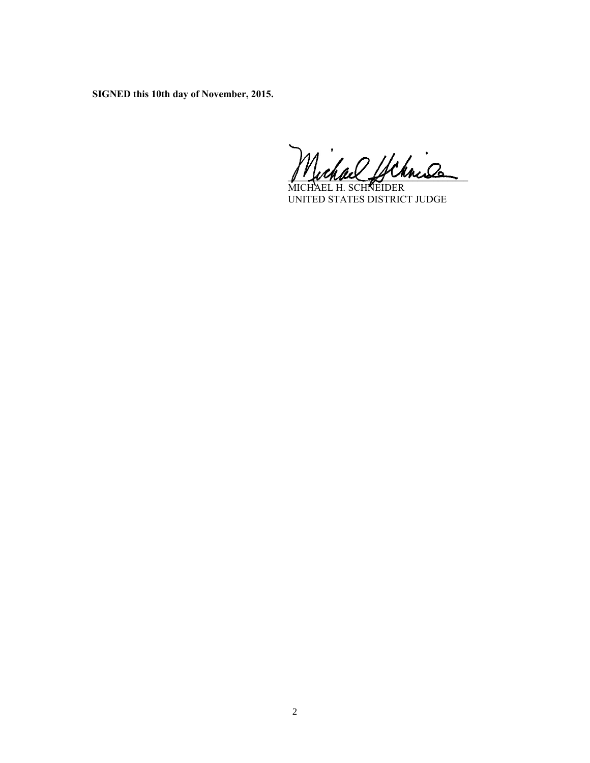**SIGNED this 10th day of November, 2015.**

MICHAEL H. SCHNEIDER
UNITED STATES DISTRICT JUDGE